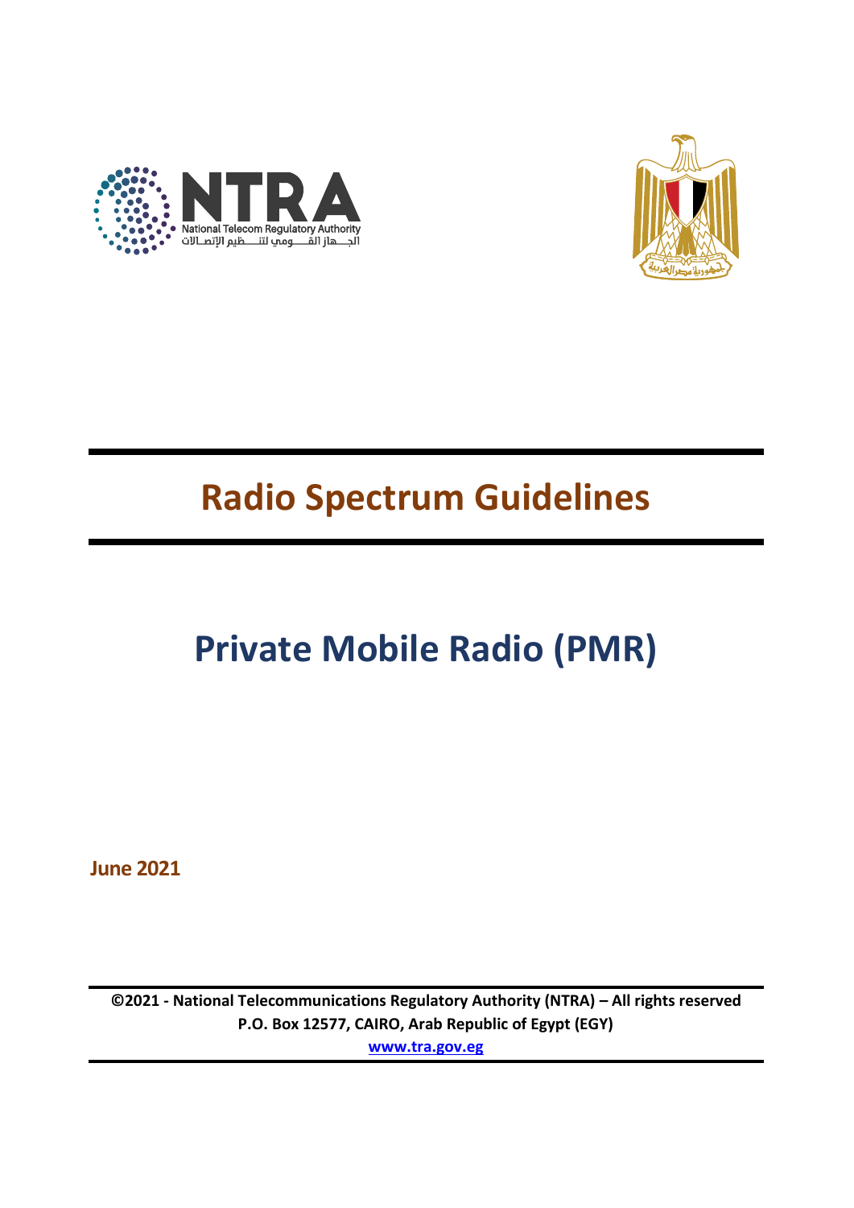# Radio Spectrum Guidelines

# Private Mobile Radio (PMR)

**June 2021**

**©2021 - National Telecommunications Regulatory Authority (NTRA) – All rights reserved**
**P.O. Box 12577, CAIRO, Arab Republic of Egypt (EGY)**
**www.tra.gov.eg**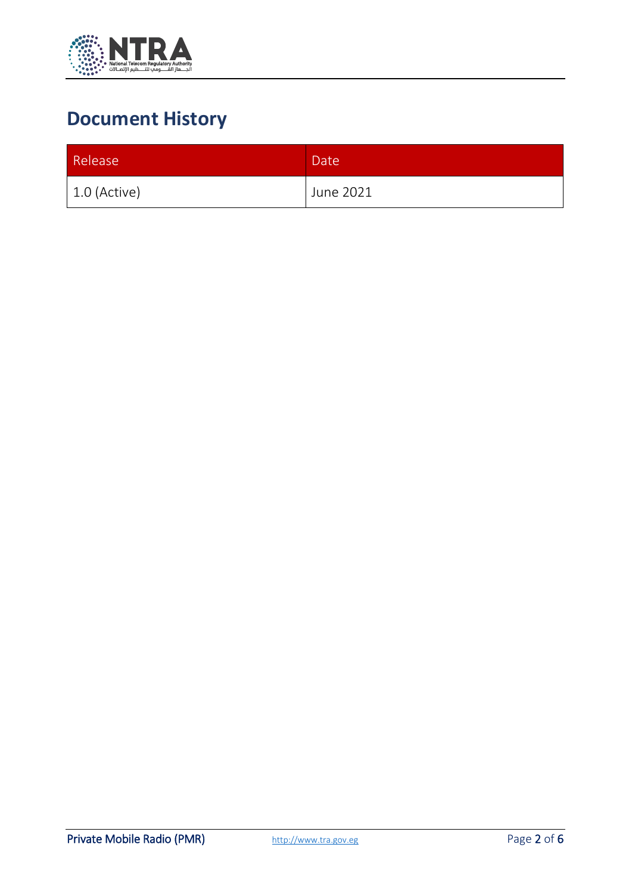# Document History

| Release | Date |
| --- | --- |
| 1.0 (Active) | June 2021 |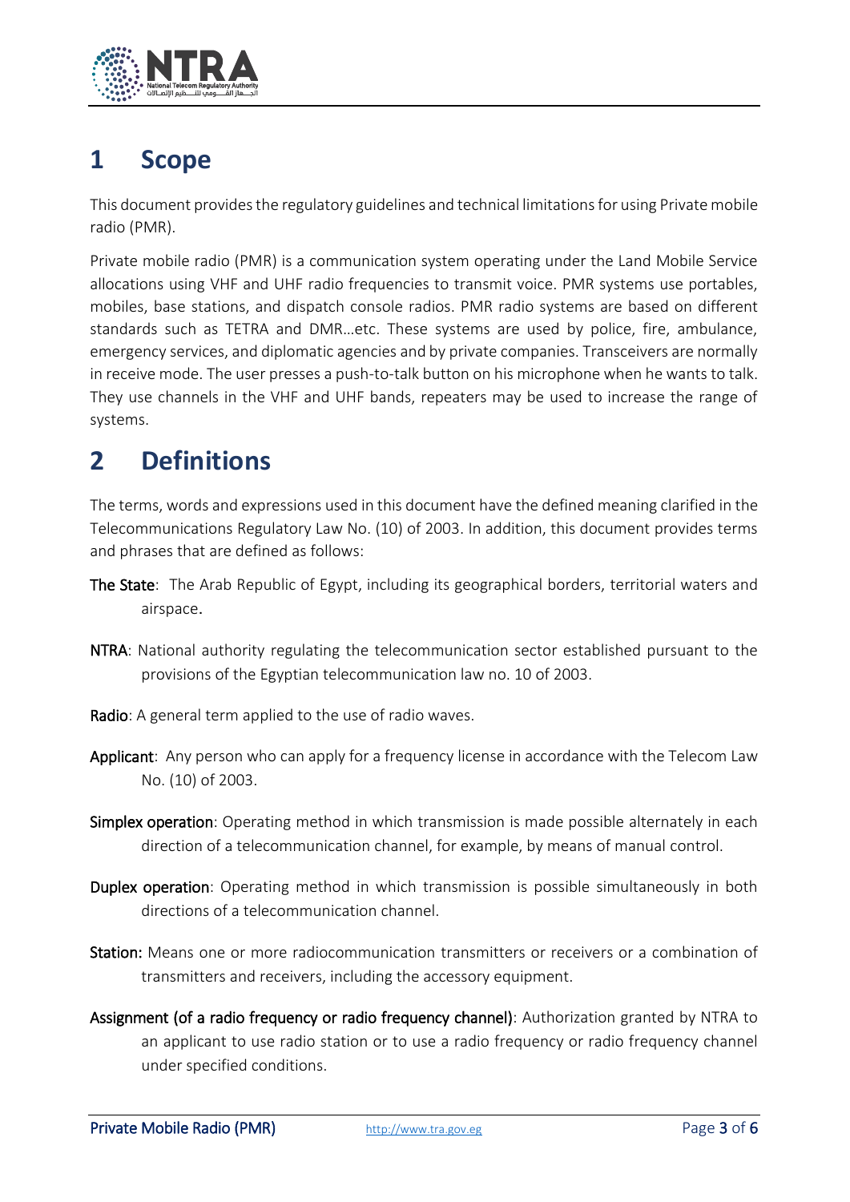# 1 Scope

This document provides the regulatory guidelines and technical limitations for using Private mobile radio (PMR).

Private mobile radio (PMR) is a communication system operating under the Land Mobile Service allocations using VHF and UHF radio frequencies to transmit voice. PMR systems use portables, mobiles, base stations, and dispatch console radios. PMR radio systems are based on different standards such as TETRA and DMR…etc. These systems are used by police, fire, ambulance, emergency services, and diplomatic agencies and by private companies. Transceivers are normally in receive mode. The user presses a push-to-talk button on his microphone when he wants to talk. They use channels in the VHF and UHF bands, repeaters may be used to increase the range of systems.

# 2 Definitions

The terms, words and expressions used in this document have the defined meaning clarified in the Telecommunications Regulatory Law No. (10) of 2003. In addition, this document provides terms and phrases that are defined as follows:

**The State**: The Arab Republic of Egypt, including its geographical borders, territorial waters and airspace.

**NTRA**: National authority regulating the telecommunication sector established pursuant to the provisions of the Egyptian telecommunication law no. 10 of 2003.

**Radio**: A general term applied to the use of radio waves.

**Applicant**: Any person who can apply for a frequency license in accordance with the Telecom Law No. (10) of 2003.

**Simplex operation**: Operating method in which transmission is made possible alternately in each direction of a telecommunication channel, for example, by means of manual control.

**Duplex operation**: Operating method in which transmission is possible simultaneously in both directions of a telecommunication channel.

**Station:** Means one or more radiocommunication transmitters or receivers or a combination of transmitters and receivers, including the accessory equipment.

**Assignment (of a radio frequency or radio frequency channel)**: Authorization granted by NTRA to an applicant to use radio station or to use a radio frequency or radio frequency channel under specified conditions.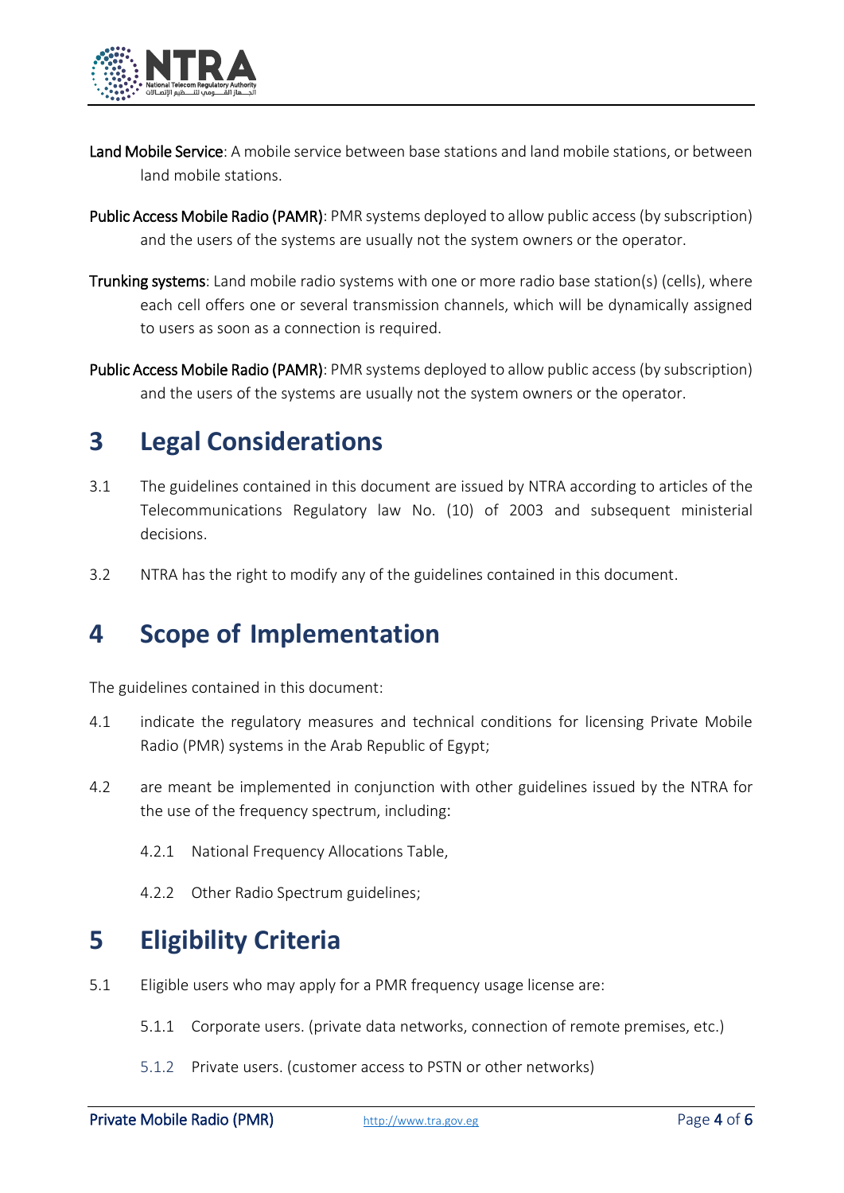**Land Mobile Service**: A mobile service between base stations and land mobile stations, or between land mobile stations.

**Public Access Mobile Radio (PAMR)**: PMR systems deployed to allow public access (by subscription) and the users of the systems are usually not the system owners or the operator.

**Trunking systems**: Land mobile radio systems with one or more radio base station(s) (cells), where each cell offers one or several transmission channels, which will be dynamically assigned to users as soon as a connection is required.

**Public Access Mobile Radio (PAMR)**: PMR systems deployed to allow public access (by subscription) and the users of the systems are usually not the system owners or the operator.

# 3 Legal Considerations

3.1 The guidelines contained in this document are issued by NTRA according to articles of the Telecommunications Regulatory law No. (10) of 2003 and subsequent ministerial decisions.

3.2 NTRA has the right to modify any of the guidelines contained in this document.

# 4 Scope of Implementation

The guidelines contained in this document:

4.1 indicate the regulatory measures and technical conditions for licensing Private Mobile Radio (PMR) systems in the Arab Republic of Egypt;

4.2 are meant be implemented in conjunction with other guidelines issued by the NTRA for the use of the frequency spectrum, including:

4.2.1 National Frequency Allocations Table,

4.2.2 Other Radio Spectrum guidelines;

# 5 Eligibility Criteria

5.1 Eligible users who may apply for a PMR frequency usage license are:

5.1.1 Corporate users. (private data networks, connection of remote premises, etc.)

5.1.2 Private users. (customer access to PSTN or other networks)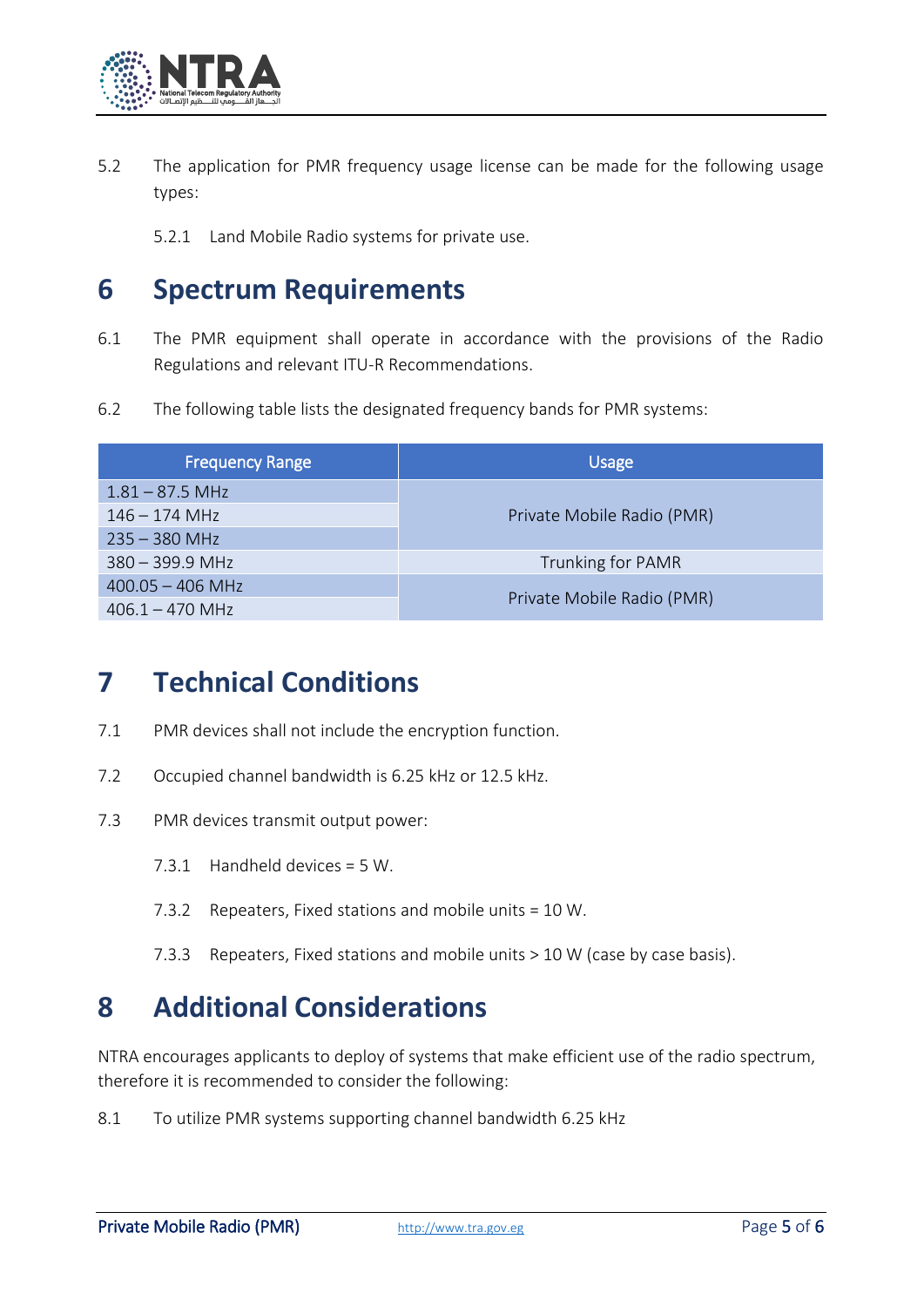5.2 The application for PMR frequency usage license can be made for the following usage types:

5.2.1 Land Mobile Radio systems for private use.

# 6 Spectrum Requirements

6.1 The PMR equipment shall operate in accordance with the provisions of the Radio Regulations and relevant ITU-R Recommendations.

6.2 The following table lists the designated frequency bands for PMR systems:

| Frequency Range | Usage |
|---|---|
| 1.81 – 87.5 MHz | Private Mobile Radio (PMR) |
| 146 – 174 MHz | |
| 235 – 380 MHz | |
| 380 – 399.9 MHz | Trunking for PAMR |
| 400.05 – 406 MHz | Private Mobile Radio (PMR) |
| 406.1 – 470 MHz | |

# 7 Technical Conditions

7.1 PMR devices shall not include the encryption function.

7.2 Occupied channel bandwidth is 6.25 kHz or 12.5 kHz.

7.3 PMR devices transmit output power:

7.3.1 Handheld devices = 5 W.

7.3.2 Repeaters, Fixed stations and mobile units = 10 W.

7.3.3 Repeaters, Fixed stations and mobile units > 10 W (case by case basis).

# 8 Additional Considerations

NTRA encourages applicants to deploy of systems that make efficient use of the radio spectrum, therefore it is recommended to consider the following:

8.1 To utilize PMR systems supporting channel bandwidth 6.25 kHz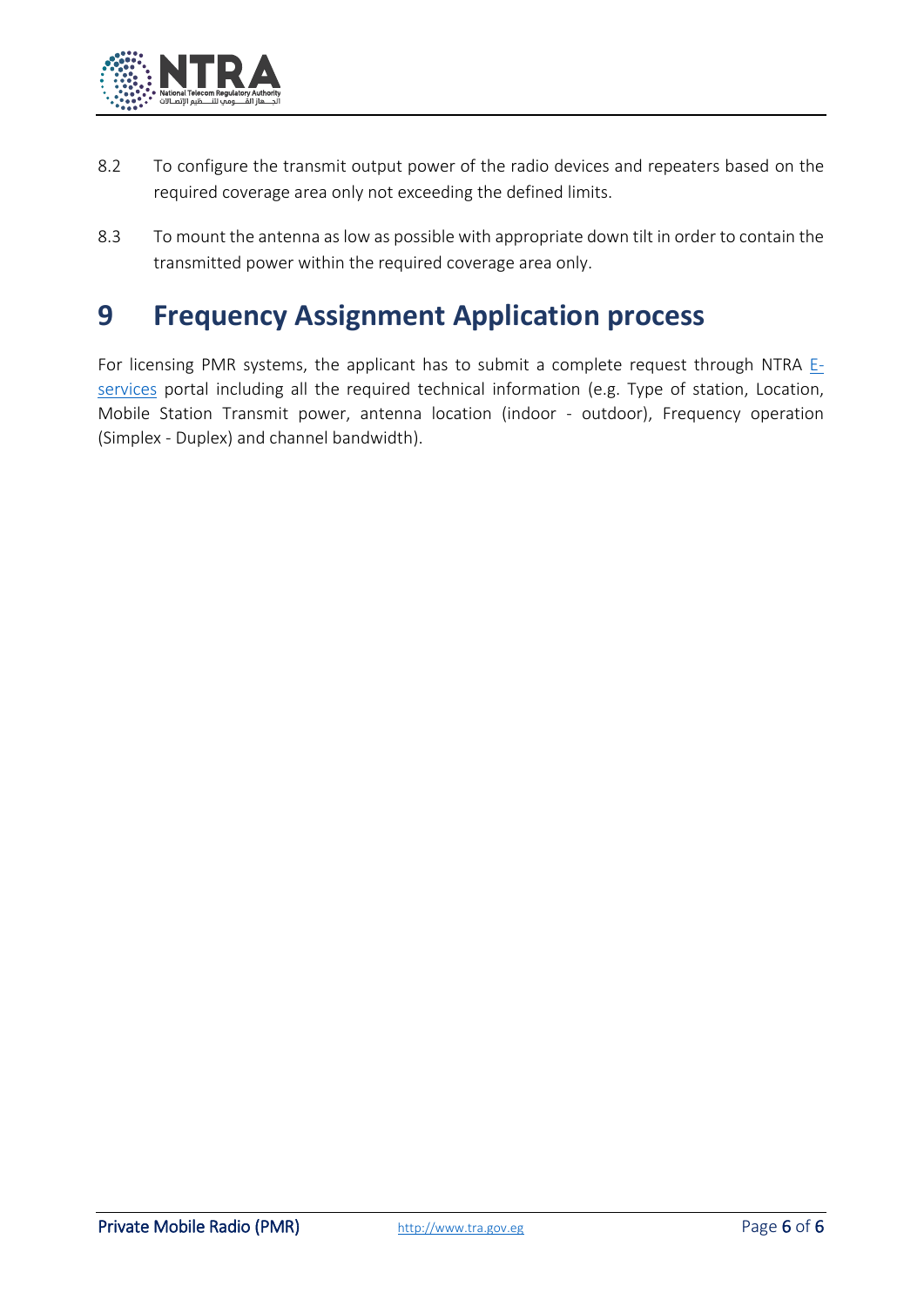8.2 To configure the transmit output power of the radio devices and repeaters based on the required coverage area only not exceeding the defined limits.

8.3 To mount the antenna as low as possible with appropriate down tilt in order to contain the transmitted power within the required coverage area only.

# 9 Frequency Assignment Application process

For licensing PMR systems, the applicant has to submit a complete request through NTRA E-services portal including all the required technical information (e.g. Type of station, Location, Mobile Station Transmit power, antenna location (indoor - outdoor), Frequency operation (Simplex - Duplex) and channel bandwidth).